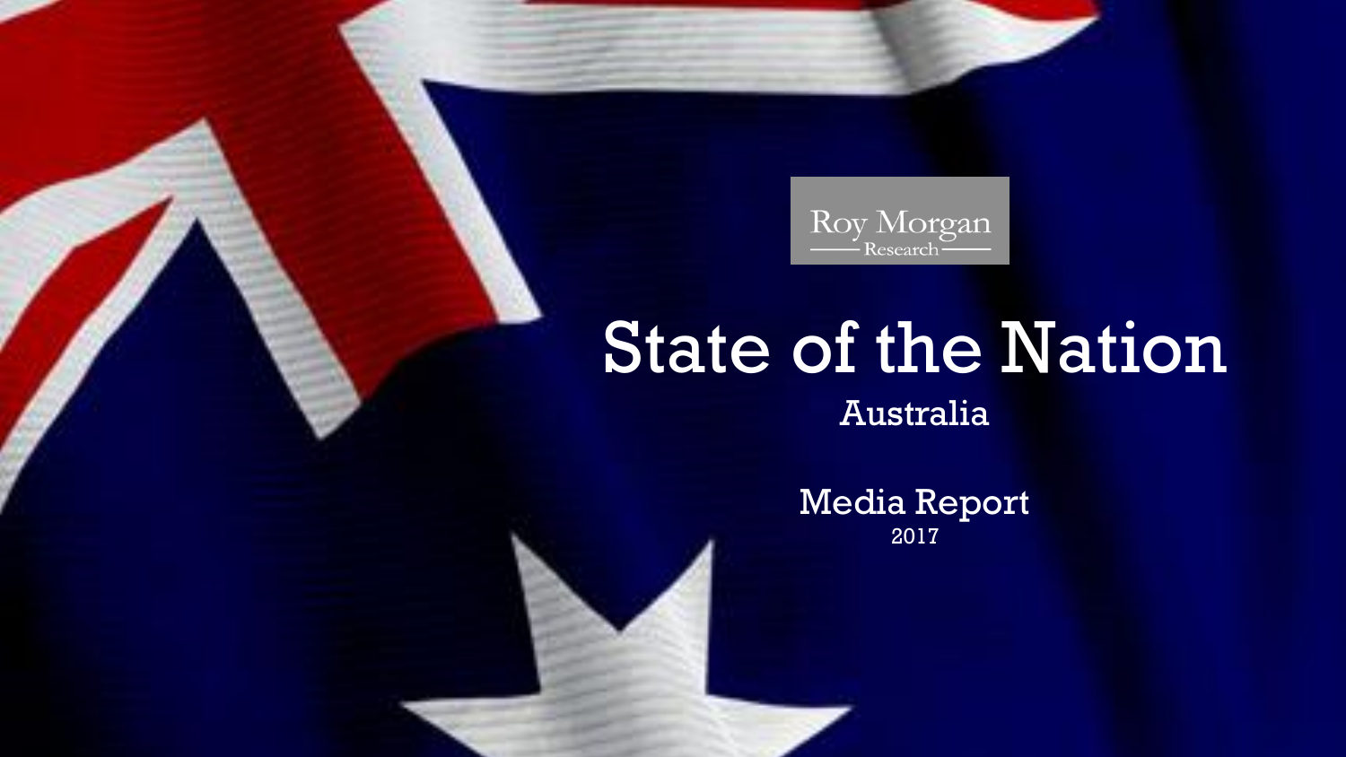Roy Morgan Research

# State of the Nation

## Australia

### Media Report

2017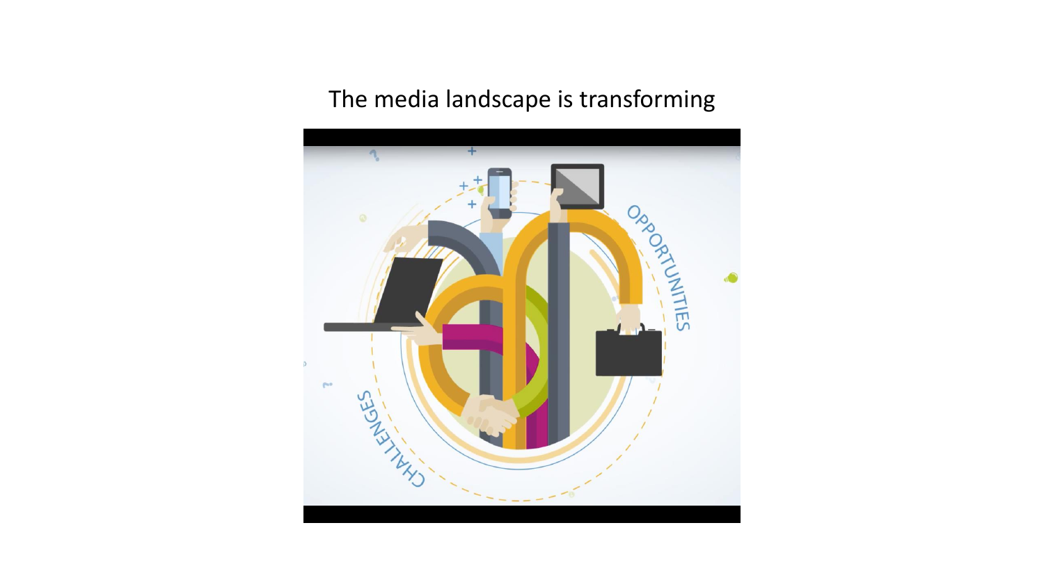The media landscape is transforming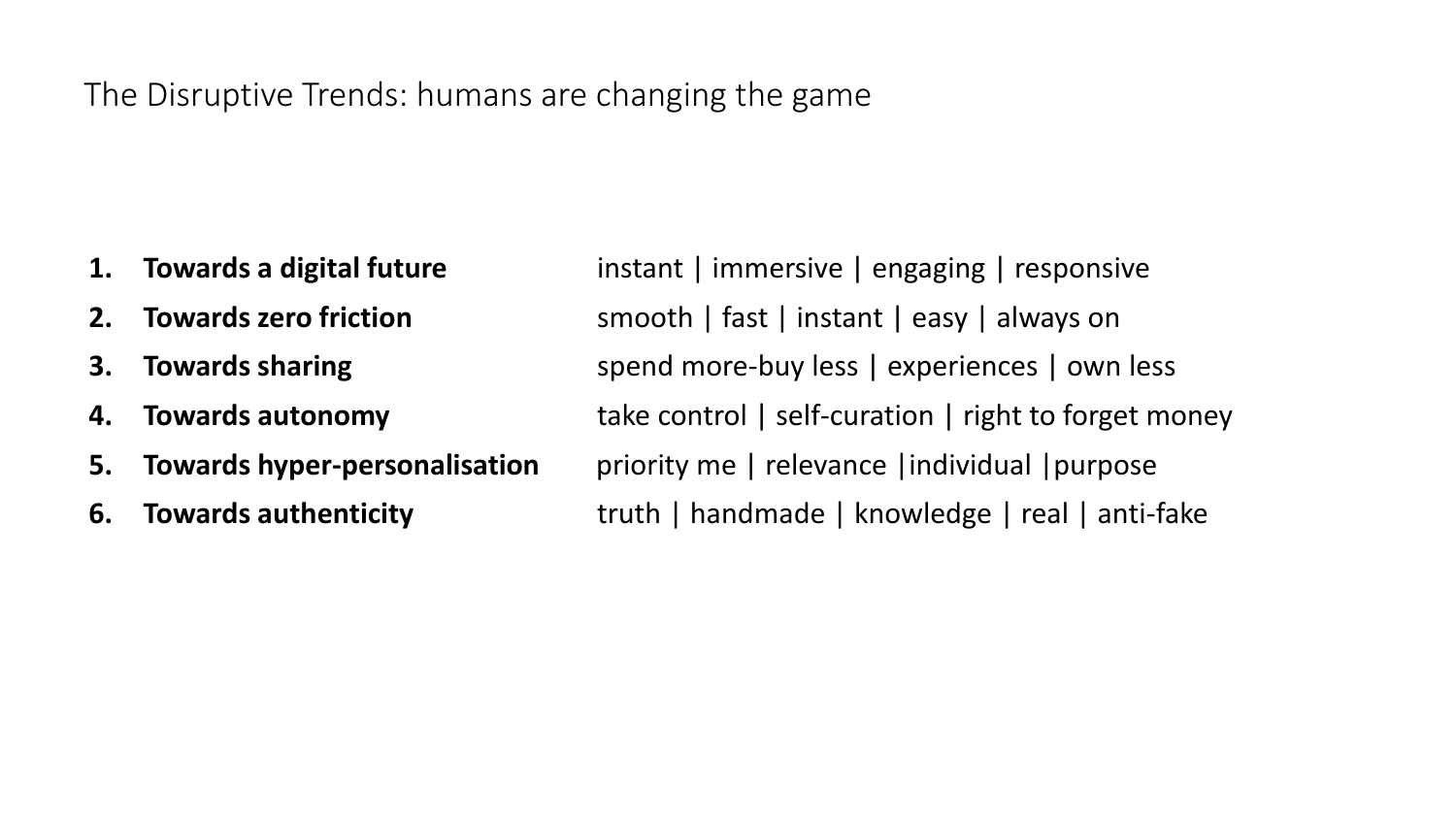# The Disruptive Trends: humans are changing the game

1. **Towards a digital future** — instant | immersive | engaging | responsive
2. **Towards zero friction** — smooth | fast | instant | easy | always on
3. **Towards sharing** — spend more-buy less | experiences | own less
4. **Towards autonomy** — take control | self-curation | right to forget money
5. **Towards hyper-personalisation** — priority me | relevance |individual |purpose
6. **Towards authenticity** — truth | handmade | knowledge | real | anti-fake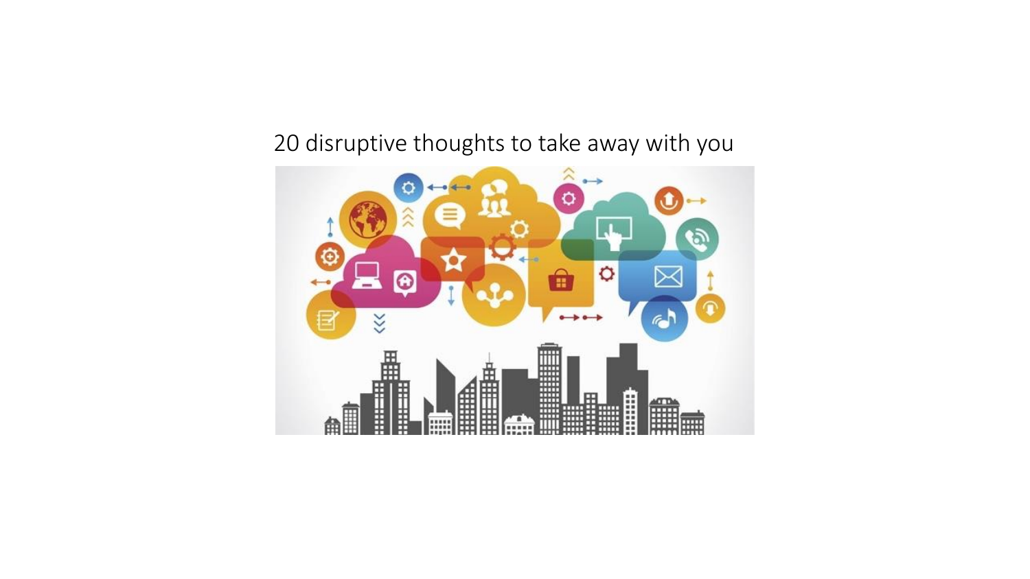20 disruptive thoughts to take away with you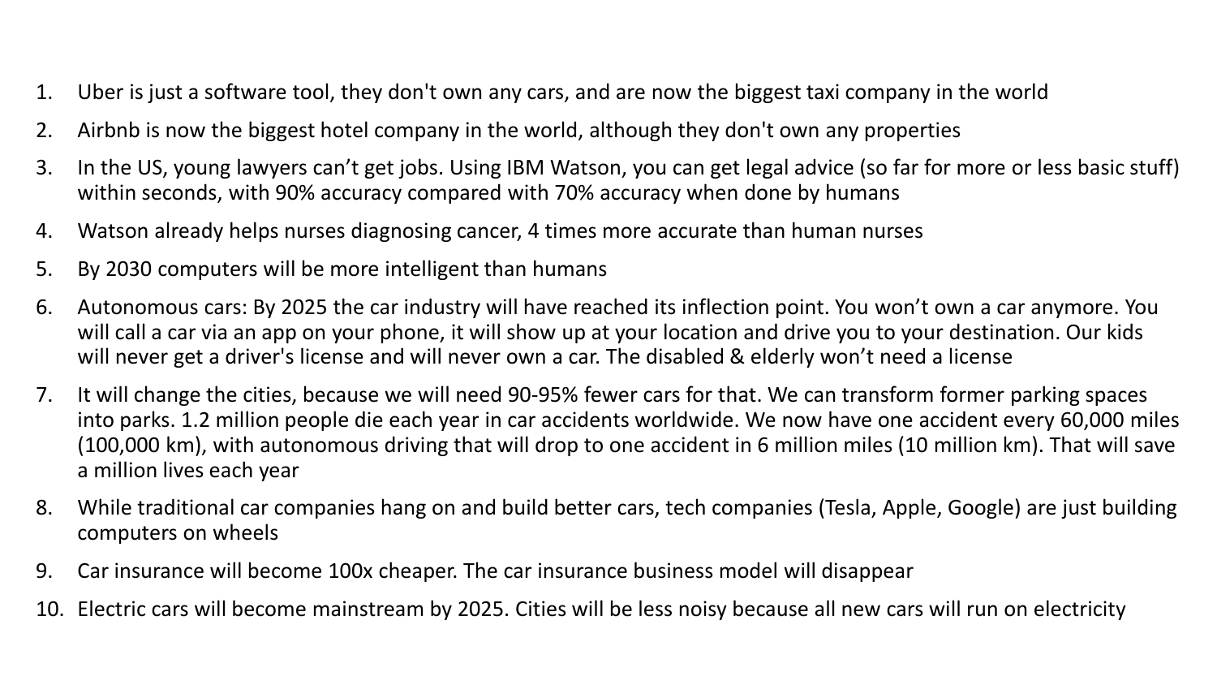1. Uber is just a software tool, they don't own any cars, and are now the biggest taxi company in the world
2. Airbnb is now the biggest hotel company in the world, although they don't own any properties
3. In the US, young lawyers can't get jobs. Using IBM Watson, you can get legal advice (so far for more or less basic stuff) within seconds, with 90% accuracy compared with 70% accuracy when done by humans
4. Watson already helps nurses diagnosing cancer, 4 times more accurate than human nurses
5. By 2030 computers will be more intelligent than humans
6. Autonomous cars: By 2025 the car industry will have reached its inflection point. You won't own a car anymore. You will call a car via an app on your phone, it will show up at your location and drive you to your destination. Our kids will never get a driver's license and will never own a car. The disabled & elderly won't need a license
7. It will change the cities, because we will need 90-95% fewer cars for that. We can transform former parking spaces into parks. 1.2 million people die each year in car accidents worldwide. We now have one accident every 60,000 miles (100,000 km), with autonomous driving that will drop to one accident in 6 million miles (10 million km). That will save a million lives each year
8. While traditional car companies hang on and build better cars, tech companies (Tesla, Apple, Google) are just building computers on wheels
9. Car insurance will become 100x cheaper. The car insurance business model will disappear
10. Electric cars will become mainstream by 2025. Cities will be less noisy because all new cars will run on electricity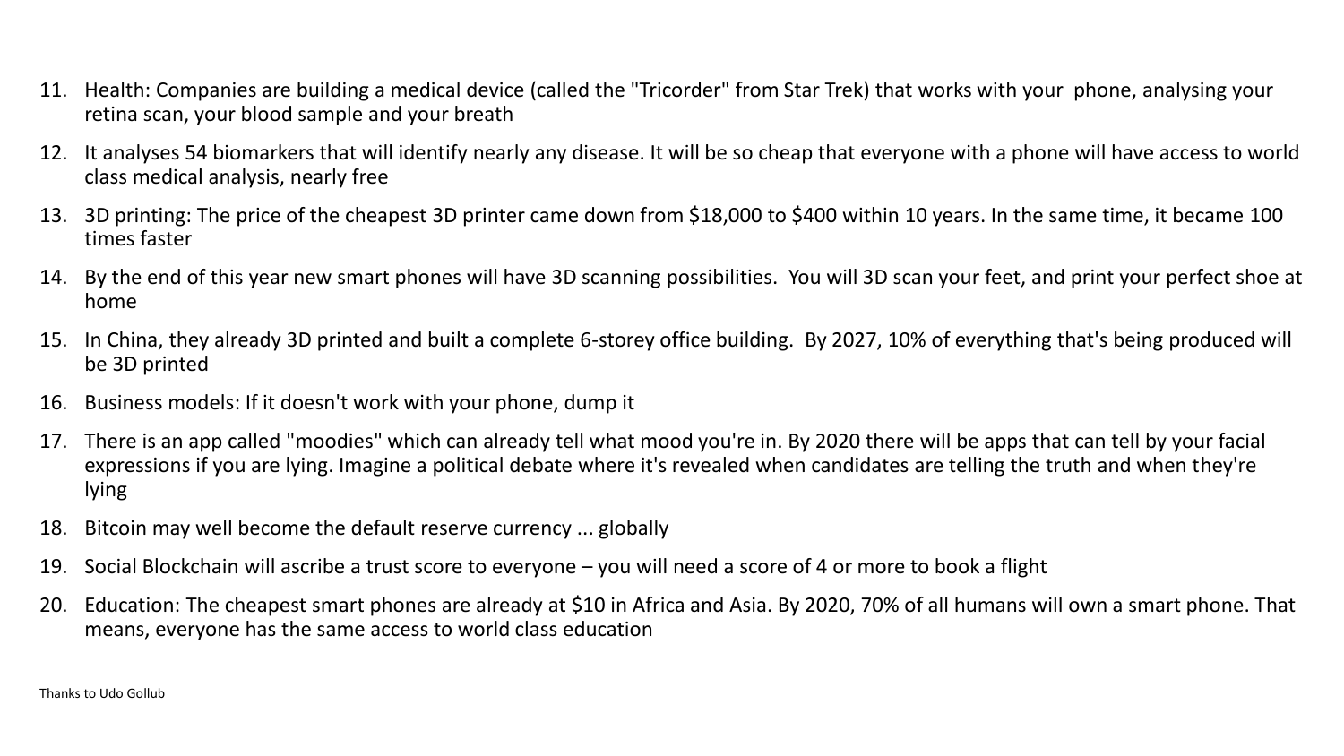11. Health: Companies are building a medical device (called the "Tricorder" from Star Trek) that works with your phone, analysing your retina scan, your blood sample and your breath
12. It analyses 54 biomarkers that will identify nearly any disease. It will be so cheap that everyone with a phone will have access to world class medical analysis, nearly free
13. 3D printing: The price of the cheapest 3D printer came down from $18,000 to $400 within 10 years. In the same time, it became 100 times faster
14. By the end of this year new smart phones will have 3D scanning possibilities. You will 3D scan your feet, and print your perfect shoe at home
15. In China, they already 3D printed and built a complete 6-storey office building. By 2027, 10% of everything that's being produced will be 3D printed
16. Business models: If it doesn't work with your phone, dump it
17. There is an app called "moodies" which can already tell what mood you're in. By 2020 there will be apps that can tell by your facial expressions if you are lying. Imagine a political debate where it's revealed when candidates are telling the truth and when they're lying
18. Bitcoin may well become the default reserve currency ... globally
19. Social Blockchain will ascribe a trust score to everyone – you will need a score of 4 or more to book a flight
20. Education: The cheapest smart phones are already at $10 in Africa and Asia. By 2020, 70% of all humans will own a smart phone. That means, everyone has the same access to world class education

Thanks to Udo Gollub